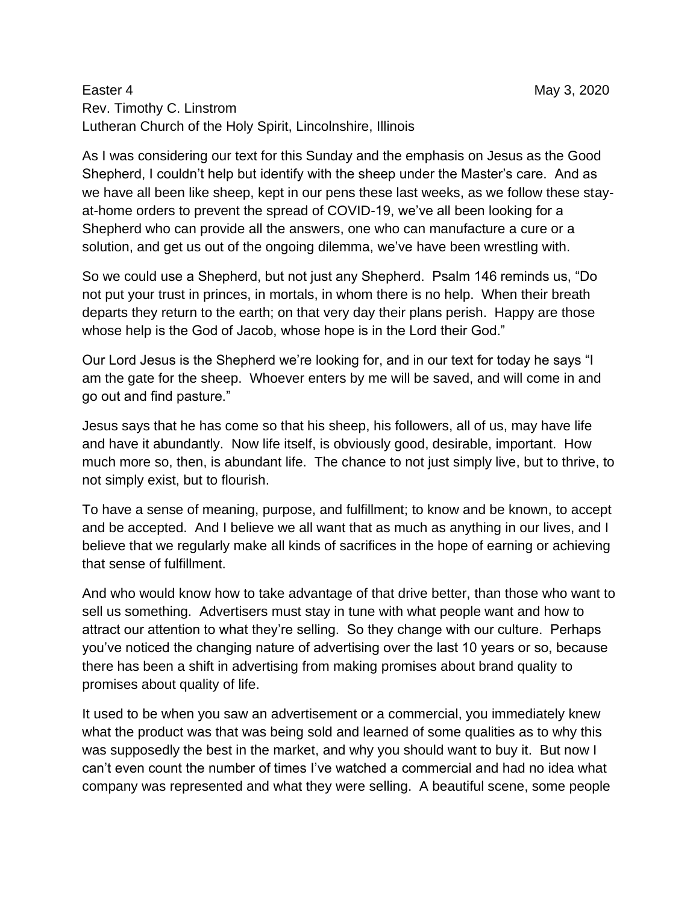Easter 4 May 3, 2020
Rev. Timothy C. Linstrom
Lutheran Church of the Holy Spirit, Lincolnshire, Illinois

As I was considering our text for this Sunday and the emphasis on Jesus as the Good Shepherd, I couldn't help but identify with the sheep under the Master's care. And as we have all been like sheep, kept in our pens these last weeks, as we follow these stay-at-home orders to prevent the spread of COVID-19, we've all been looking for a Shepherd who can provide all the answers, one who can manufacture a cure or a solution, and get us out of the ongoing dilemma, we've have been wrestling with.

So we could use a Shepherd, but not just any Shepherd. Psalm 146 reminds us, "Do not put your trust in princes, in mortals, in whom there is no help. When their breath departs they return to the earth; on that very day their plans perish. Happy are those whose help is the God of Jacob, whose hope is in the Lord their God."

Our Lord Jesus is the Shepherd we're looking for, and in our text for today he says "I am the gate for the sheep. Whoever enters by me will be saved, and will come in and go out and find pasture."

Jesus says that he has come so that his sheep, his followers, all of us, may have life and have it abundantly. Now life itself, is obviously good, desirable, important. How much more so, then, is abundant life. The chance to not just simply live, but to thrive, to not simply exist, but to flourish.

To have a sense of meaning, purpose, and fulfillment; to know and be known, to accept and be accepted. And I believe we all want that as much as anything in our lives, and I believe that we regularly make all kinds of sacrifices in the hope of earning or achieving that sense of fulfillment.

And who would know how to take advantage of that drive better, than those who want to sell us something. Advertisers must stay in tune with what people want and how to attract our attention to what they're selling. So they change with our culture. Perhaps you've noticed the changing nature of advertising over the last 10 years or so, because there has been a shift in advertising from making promises about brand quality to promises about quality of life.

It used to be when you saw an advertisement or a commercial, you immediately knew what the product was that was being sold and learned of some qualities as to why this was supposedly the best in the market, and why you should want to buy it. But now I can't even count the number of times I've watched a commercial and had no idea what company was represented and what they were selling. A beautiful scene, some people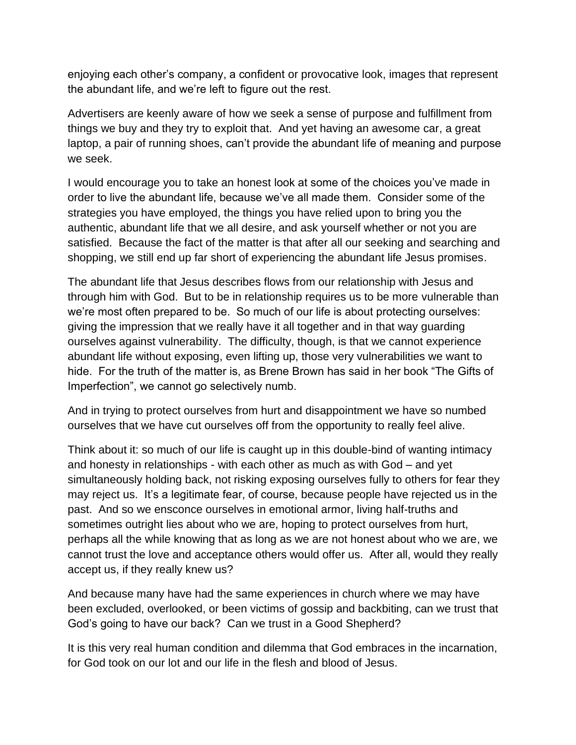enjoying each other's company, a confident or provocative look, images that represent the abundant life, and we're left to figure out the rest.

Advertisers are keenly aware of how we seek a sense of purpose and fulfillment from things we buy and they try to exploit that. And yet having an awesome car, a great laptop, a pair of running shoes, can't provide the abundant life of meaning and purpose we seek.

I would encourage you to take an honest look at some of the choices you've made in order to live the abundant life, because we've all made them. Consider some of the strategies you have employed, the things you have relied upon to bring you the authentic, abundant life that we all desire, and ask yourself whether or not you are satisfied. Because the fact of the matter is that after all our seeking and searching and shopping, we still end up far short of experiencing the abundant life Jesus promises.

The abundant life that Jesus describes flows from our relationship with Jesus and through him with God. But to be in relationship requires us to be more vulnerable than we're most often prepared to be. So much of our life is about protecting ourselves: giving the impression that we really have it all together and in that way guarding ourselves against vulnerability. The difficulty, though, is that we cannot experience abundant life without exposing, even lifting up, those very vulnerabilities we want to hide. For the truth of the matter is, as Brene Brown has said in her book "The Gifts of Imperfection", we cannot go selectively numb.

And in trying to protect ourselves from hurt and disappointment we have so numbed ourselves that we have cut ourselves off from the opportunity to really feel alive.

Think about it: so much of our life is caught up in this double-bind of wanting intimacy and honesty in relationships - with each other as much as with God – and yet simultaneously holding back, not risking exposing ourselves fully to others for fear they may reject us. It's a legitimate fear, of course, because people have rejected us in the past. And so we ensconce ourselves in emotional armor, living half-truths and sometimes outright lies about who we are, hoping to protect ourselves from hurt, perhaps all the while knowing that as long as we are not honest about who we are, we cannot trust the love and acceptance others would offer us. After all, would they really accept us, if they really knew us?

And because many have had the same experiences in church where we may have been excluded, overlooked, or been victims of gossip and backbiting, can we trust that God's going to have our back? Can we trust in a Good Shepherd?

It is this very real human condition and dilemma that God embraces in the incarnation, for God took on our lot and our life in the flesh and blood of Jesus.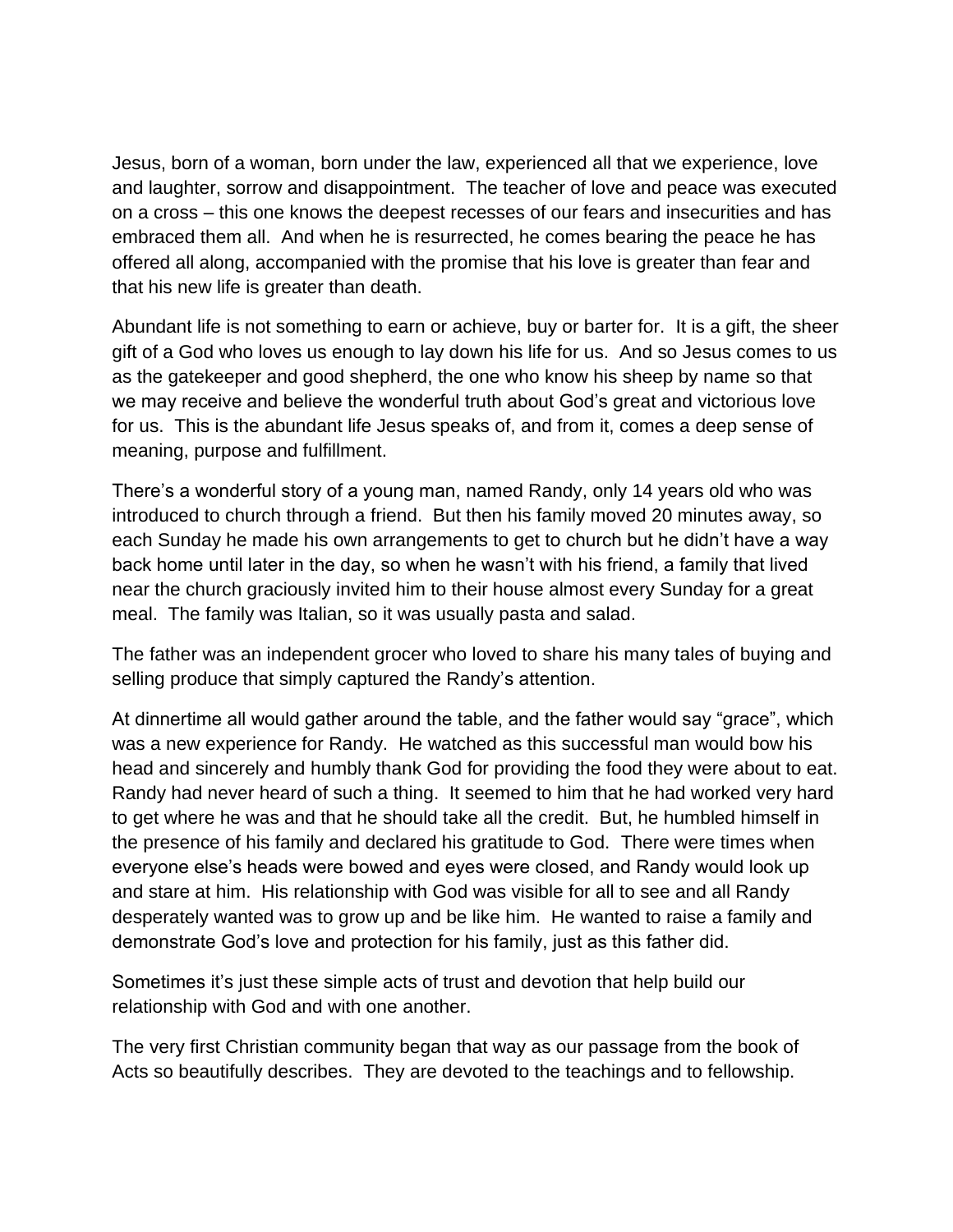Jesus, born of a woman, born under the law, experienced all that we experience, love and laughter, sorrow and disappointment. The teacher of love and peace was executed on a cross – this one knows the deepest recesses of our fears and insecurities and has embraced them all. And when he is resurrected, he comes bearing the peace he has offered all along, accompanied with the promise that his love is greater than fear and that his new life is greater than death.

Abundant life is not something to earn or achieve, buy or barter for. It is a gift, the sheer gift of a God who loves us enough to lay down his life for us. And so Jesus comes to us as the gatekeeper and good shepherd, the one who know his sheep by name so that we may receive and believe the wonderful truth about God's great and victorious love for us. This is the abundant life Jesus speaks of, and from it, comes a deep sense of meaning, purpose and fulfillment.

There's a wonderful story of a young man, named Randy, only 14 years old who was introduced to church through a friend. But then his family moved 20 minutes away, so each Sunday he made his own arrangements to get to church but he didn't have a way back home until later in the day, so when he wasn't with his friend, a family that lived near the church graciously invited him to their house almost every Sunday for a great meal. The family was Italian, so it was usually pasta and salad.

The father was an independent grocer who loved to share his many tales of buying and selling produce that simply captured the Randy's attention.

At dinnertime all would gather around the table, and the father would say "grace", which was a new experience for Randy. He watched as this successful man would bow his head and sincerely and humbly thank God for providing the food they were about to eat. Randy had never heard of such a thing. It seemed to him that he had worked very hard to get where he was and that he should take all the credit. But, he humbled himself in the presence of his family and declared his gratitude to God. There were times when everyone else's heads were bowed and eyes were closed, and Randy would look up and stare at him. His relationship with God was visible for all to see and all Randy desperately wanted was to grow up and be like him. He wanted to raise a family and demonstrate God's love and protection for his family, just as this father did.

Sometimes it's just these simple acts of trust and devotion that help build our relationship with God and with one another.

The very first Christian community began that way as our passage from the book of Acts so beautifully describes. They are devoted to the teachings and to fellowship.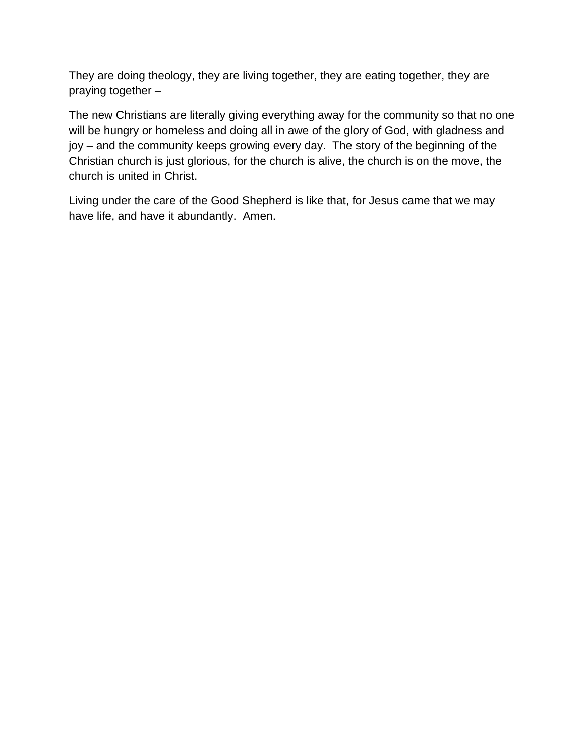They are doing theology, they are living together, they are eating together, they are praying together –

The new Christians are literally giving everything away for the community so that no one will be hungry or homeless and doing all in awe of the glory of God, with gladness and joy – and the community keeps growing every day.  The story of the beginning of the Christian church is just glorious, for the church is alive, the church is on the move, the church is united in Christ.

Living under the care of the Good Shepherd is like that, for Jesus came that we may have life, and have it abundantly.  Amen.